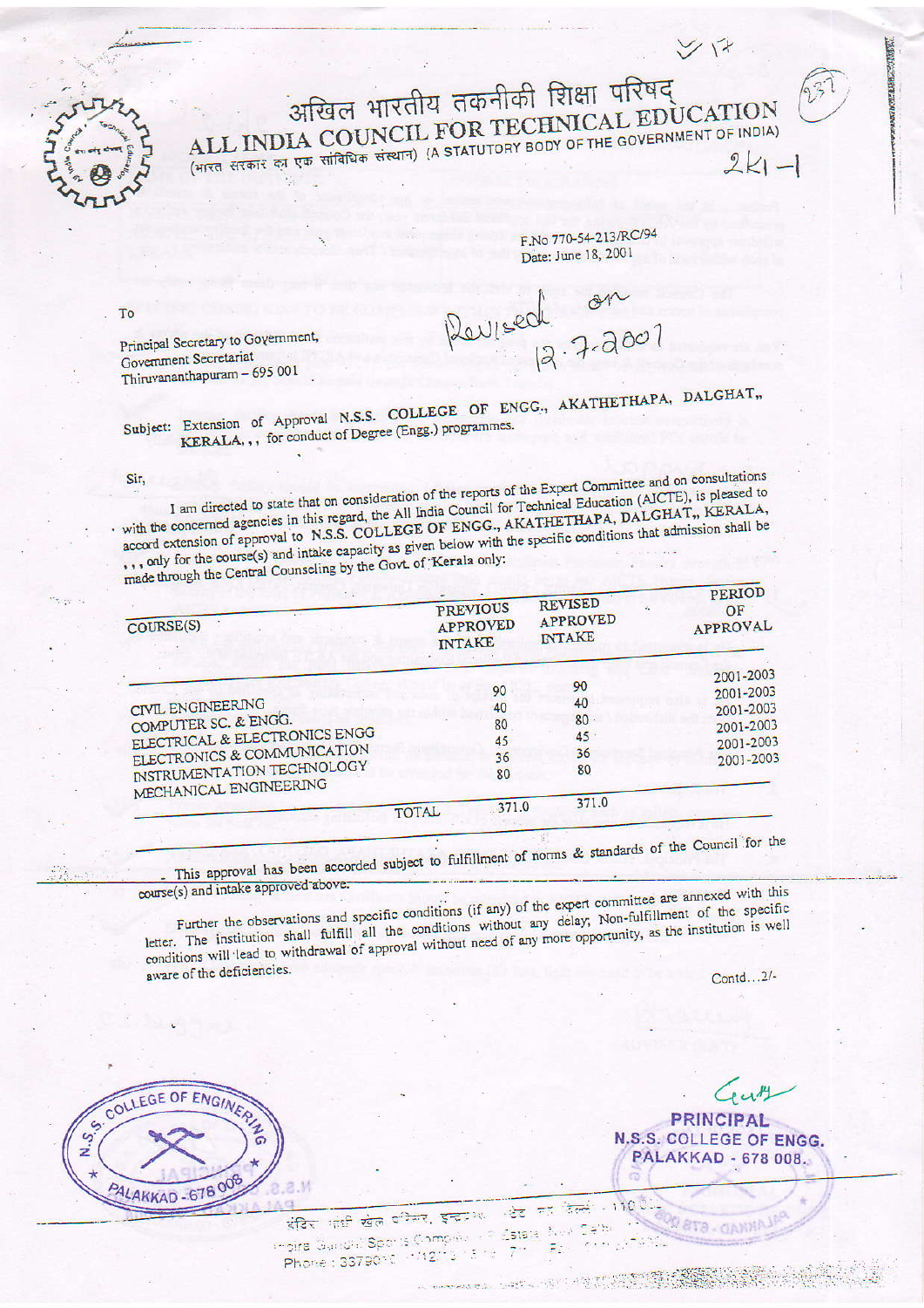# अखिल भारतीय तकनीकी शिक्षा परिषद
# ALL INDIA COUNCIL FOR TECHNICAL EDUCATION

(भारत सरकार का एक सांविधिक संस्थान) (A STATUTORY BODY OF THE GOVERNMENT OF INDIA)

2K1 -1

F.No 770-54-213/RC/94
Date: June 18, 2001

Revised on 12.7.2001

To

Principal Secretary to Government,
Government Secretariat
Thiruvananthapuram – 695 001

Subject: Extension of Approval N.S.S. COLLEGE OF ENGG., AKATHETHAPA, DALGHAT,, KERALA, , , for conduct of Degree (Engg.) programmes.

Sir,

I am directed to state that on consideration of the reports of the Expert Committee and on consultations with the concerned agencies in this regard, the All India Council for Technical Education (AICTE), is pleased to accord extension of approval to N.S.S. COLLEGE OF ENGG., AKATHETHAPA, DALGHAT,, KERALA, , , , only for the course(s) and intake capacity as given below with the specific conditions that admission shall be made through the Central Counseling by the Govt. of Kerala only:

| COURSE(S) | PREVIOUS APPROVED INTAKE | REVISED APPROVED INTAKE | PERIOD OF APPROVAL |
|---|---|---|---|
| CIVIL ENGINEERING | 90 | 90 | 2001-2003 |
| COMPUTER SC. & ENGG. | 40 | 40 | 2001-2003 |
| ELECTRICAL & ELECTRONICS ENGG | 80 | 80 | 2001-2003 |
| ELECTRONICS & COMMUNICATION | 45 | 45 | 2001-2003 |
| INSTRUMENTATION TECHNOLOGY | 36 | 36 | 2001-2003 |
| MECHANICAL ENGINEERING | 80 | 80 | 2001-2003 |
| TOTAL | 371.0 | 371.0 | |

This approval has been accorded subject to fulfillment of norms & standards of the Council for the course(s) and intake approved above.

Further the observations and specific conditions (if any) of the expert committee are annexed with this letter. The institution shall fulfill all the conditions without any delay; Non-fulfillment of the specific conditions will lead to withdrawal of approval without need of any more opportunity, as the institution is well aware of the deficiencies.

Contd...2/-

PRINCIPAL
N.S.S. COLLEGE OF ENGG.
PALAKKAD - 678 008.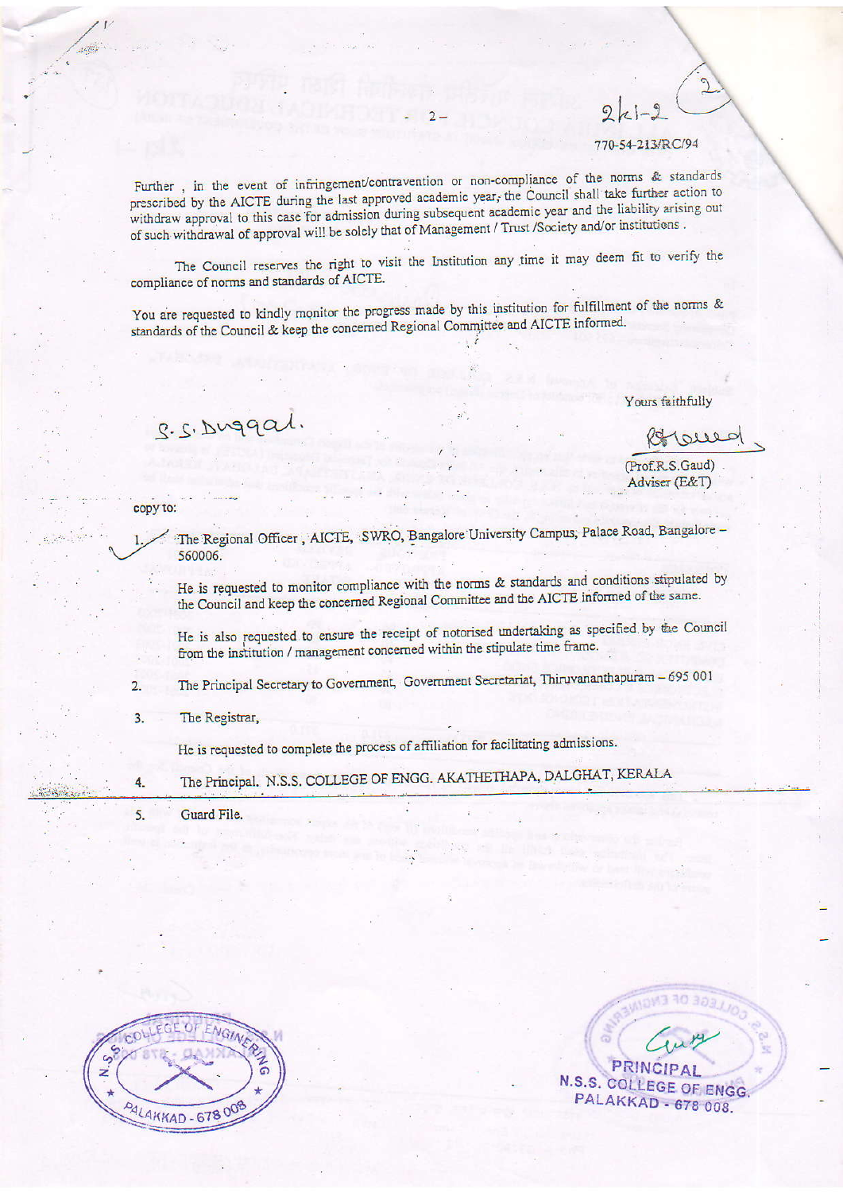770-54-213/RC/94

Further , in the event of infringement/contravention or non-compliance of the norms & standards prescribed by the AICTE during the last approved academic year, the Council shall take further action to withdraw approval to this case for admission during subsequent academic year and the liability arising out of such withdrawal of approval will be solely that of Management / Trust /Society and/or institutions .

The Council reserves the right to visit the Institution any time it may deem fit to verify the compliance of norms and standards of AICTE.

You are requested to kindly monitor the progress made by this institution for fulfillment of the norms & standards of the Council & keep the concerned Regional Committee and AICTE informed.

Yours faithfully

S. S. Duggal.

(Prof.R.S.Gaud)
Adviser (E&T)

copy to:

1. The Regional Officer , AICTE, SWRO, Bangalore University Campus, Palace Road, Bangalore – 560006.

   He is requested to monitor compliance with the norms & standards and conditions stipulated by the Council and keep the concerned Regional Committee and the AICTE informed of the same.

   He is also requested to ensure the receipt of notorised undertaking as specified by the Council from the institution / management concerned within the stipulate time frame.

2. The Principal Secretary to Government, Government Secretariat, Thiruvananthapuram – 695 001

3. The Registrar,

   He is requested to complete the process of affiliation for facilitating admissions.

4. The Principal. N.S.S. COLLEGE OF ENGG. AKATHETHAPA, DALGHAT, KERALA

5. Guard File.

N.S.S. COLLEGE OF ENGINEERING PALAKKAD - 678 008

PRINCIPAL
N.S.S. COLLEGE OF ENGG.
PALAKKAD - 678 008.